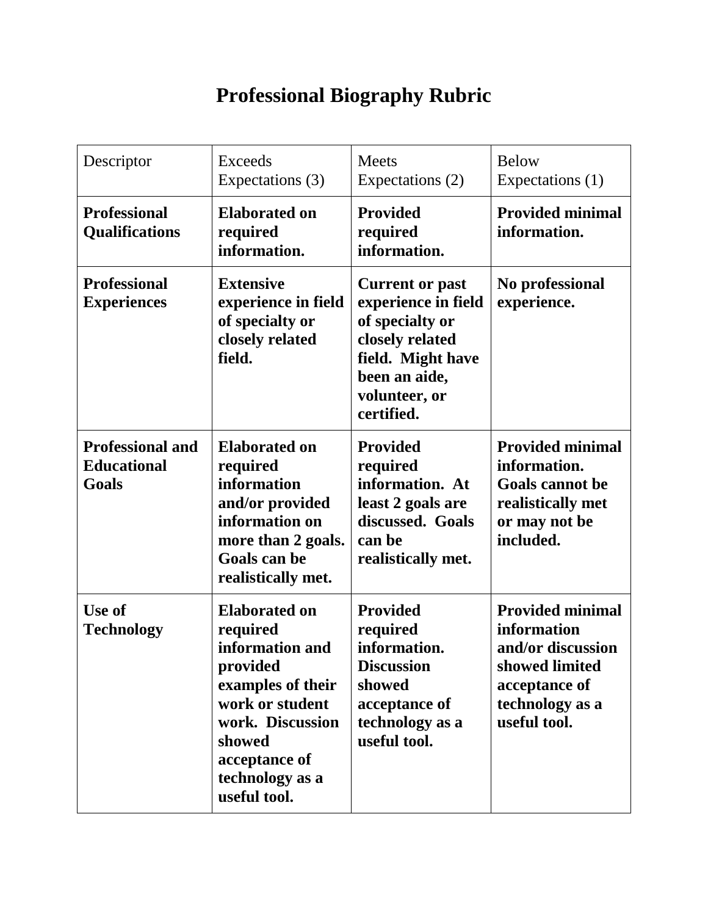# Professional Biography Rubric

| Descriptor | Exceeds Expectations (3) | Meets Expectations (2) | Below Expectations (1) |
|---|---|---|---|
| **Professional Qualifications** | **Elaborated on required information.** | **Provided required information.** | **Provided minimal information.** |
| **Professional Experiences** | **Extensive experience in field of specialty or closely related field.** | **Current or past experience in field of specialty or closely related field. Might have been an aide, volunteer, or certified.** | **No professional experience.** |
| **Professional and Educational Goals** | **Elaborated on required information and/or provided information on more than 2 goals. Goals can be realistically met.** | **Provided required information. At least 2 goals are discussed. Goals can be realistically met.** | **Provided minimal information. Goals cannot be realistically met or may not be included.** |
| **Use of Technology** | **Elaborated on required information and provided examples of their work or student work. Discussion showed acceptance of technology as a useful tool.** | **Provided required information. Discussion showed acceptance of technology as a useful tool.** | **Provided minimal information and/or discussion showed limited acceptance of technology as a useful tool.** |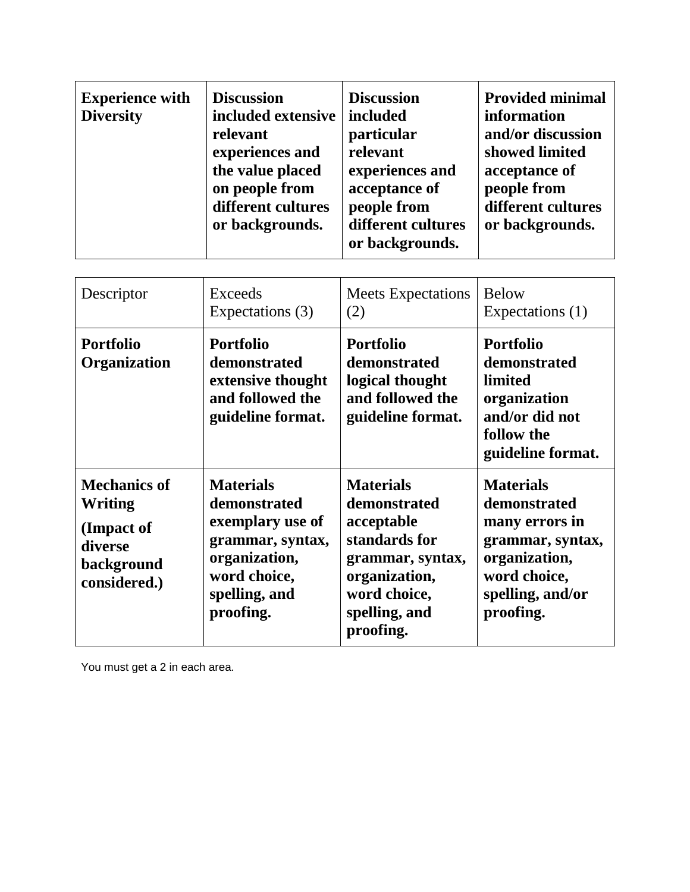| | | | |
|---|---|---|---|
| **Experience with Diversity** | **Discussion included extensive relevant experiences and the value placed on people from different cultures or backgrounds.** | **Discussion included particular relevant experiences and acceptance of people from different cultures or backgrounds.** | **Provided minimal information and/or discussion showed limited acceptance of people from different cultures or backgrounds.** |

| Descriptor | Exceeds Expectations (3) | Meets Expectations (2) | Below Expectations (1) |
|---|---|---|---|
| **Portfolio Organization** | **Portfolio demonstrated extensive thought and followed the guideline format.** | **Portfolio demonstrated logical thought and followed the guideline format.** | **Portfolio demonstrated limited organization and/or did not follow the guideline format.** |
| **Mechanics of Writing (Impact of diverse background considered.)** | **Materials demonstrated exemplary use of grammar, syntax, organization, word choice, spelling, and proofing.** | **Materials demonstrated acceptable standards for grammar, syntax, organization, word choice, spelling, and proofing.** | **Materials demonstrated many errors in grammar, syntax, organization, word choice, spelling, and/or proofing.** |

You must get a 2 in each area.